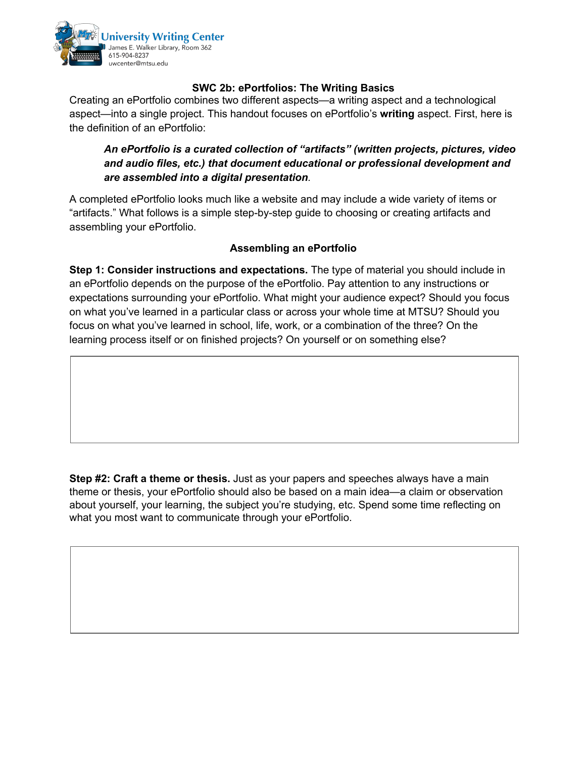University Writing Center
James E. Walker Library, Room 362
615-904-8237
uwcenter@mtsu.edu

## SWC 2b: ePortfolios: The Writing Basics

Creating an ePortfolio combines two different aspects—a writing aspect and a technological aspect—into a single project. This handout focuses on ePortfolio's **writing** aspect. First, here is the definition of an ePortfolio:

> ***An ePortfolio is a curated collection of "artifacts" (written projects, pictures, video and audio files, etc.) that document educational or professional development and are assembled into a digital presentation.***

A completed ePortfolio looks much like a website and may include a wide variety of items or "artifacts." What follows is a simple step-by-step guide to choosing or creating artifacts and assembling your ePortfolio.

### Assembling an ePortfolio

**Step 1: Consider instructions and expectations.** The type of material you should include in an ePortfolio depends on the purpose of the ePortfolio. Pay attention to any instructions or expectations surrounding your ePortfolio. What might your audience expect? Should you focus on what you've learned in a particular class or across your whole time at MTSU? Should you focus on what you've learned in school, life, work, or a combination of the three? On the learning process itself or on finished projects? On yourself or on something else?

**Step #2: Craft a theme or thesis.** Just as your papers and speeches always have a main theme or thesis, your ePortfolio should also be based on a main idea—a claim or observation about yourself, your learning, the subject you're studying, etc. Spend some time reflecting on what you most want to communicate through your ePortfolio.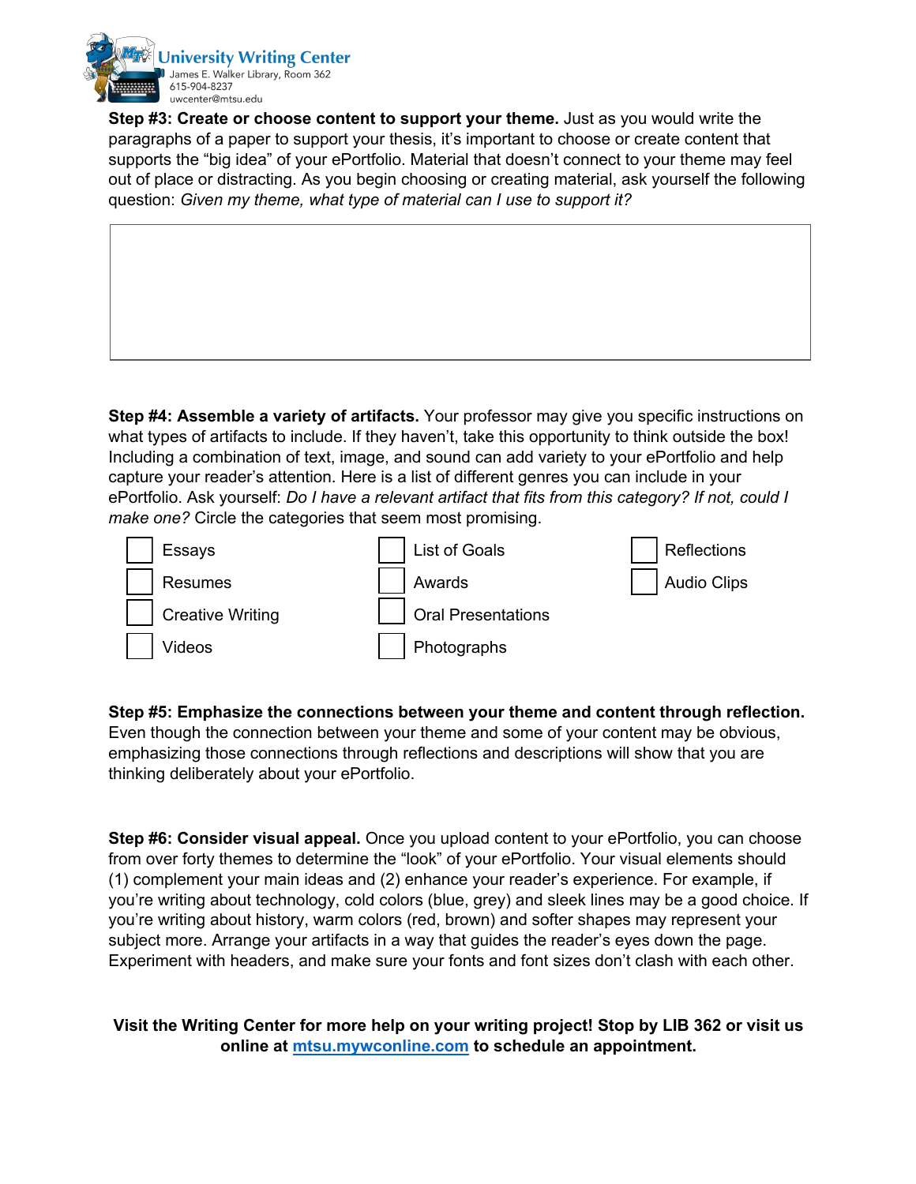**Step #3: Create or choose content to support your theme.** Just as you would write the paragraphs of a paper to support your thesis, it's important to choose or create content that supports the "big idea" of your ePortfolio. Material that doesn't connect to your theme may feel out of place or distracting. As you begin choosing or creating material, ask yourself the following question: *Given my theme, what type of material can I use to support it?*

**Step #4: Assemble a variety of artifacts.** Your professor may give you specific instructions on what types of artifacts to include. If they haven't, take this opportunity to think outside the box! Including a combination of text, image, and sound can add variety to your ePortfolio and help capture your reader's attention. Here is a list of different genres you can include in your ePortfolio. Ask yourself: *Do I have a relevant artifact that fits from this category? If not, could I make one?* Circle the categories that seem most promising.

- [ ] Essays
- [ ] Resumes
- [ ] Creative Writing
- [ ] Videos
- [ ] List of Goals
- [ ] Awards
- [ ] Oral Presentations
- [ ] Photographs
- [ ] Reflections
- [ ] Audio Clips

**Step #5: Emphasize the connections between your theme and content through reflection.** Even though the connection between your theme and some of your content may be obvious, emphasizing those connections through reflections and descriptions will show that you are thinking deliberately about your ePortfolio.

**Step #6: Consider visual appeal.** Once you upload content to your ePortfolio, you can choose from over forty themes to determine the "look" of your ePortfolio. Your visual elements should (1) complement your main ideas and (2) enhance your reader's experience. For example, if you're writing about technology, cold colors (blue, grey) and sleek lines may be a good choice. If you're writing about history, warm colors (red, brown) and softer shapes may represent your subject more. Arrange your artifacts in a way that guides the reader's eyes down the page. Experiment with headers, and make sure your fonts and font sizes don't clash with each other.

**Visit the Writing Center for more help on your writing project! Stop by LIB 362 or visit us online at [mtsu.mywconline.com](mtsu.mywconline.com) to schedule an appointment.**